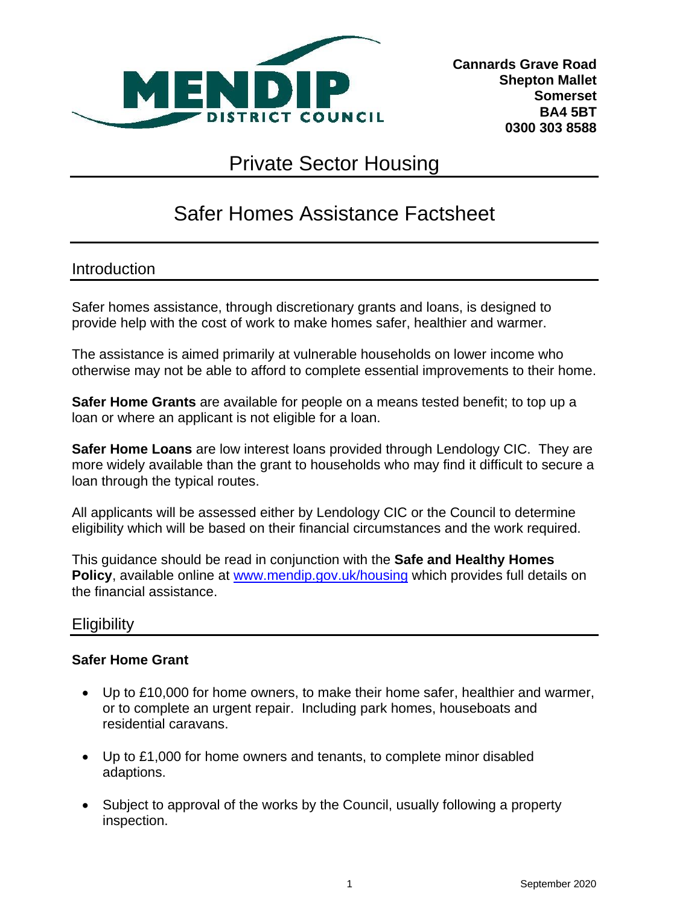MENDIP DISTRICT COUNCIL

**Cannards Grave Road**
**Shepton Mallet**
**Somerset**
**BA4 5BT**
**0300 303 8588**

# Private Sector Housing

# Safer Homes Assistance Factsheet

## Introduction

Safer homes assistance, through discretionary grants and loans, is designed to provide help with the cost of work to make homes safer, healthier and warmer.

The assistance is aimed primarily at vulnerable households on lower income who otherwise may not be able to afford to complete essential improvements to their home.

**Safer Home Grants** are available for people on a means tested benefit; to top up a loan or where an applicant is not eligible for a loan.

**Safer Home Loans** are low interest loans provided through Lendology CIC. They are more widely available than the grant to households who may find it difficult to secure a loan through the typical routes.

All applicants will be assessed either by Lendology CIC or the Council to determine eligibility which will be based on their financial circumstances and the work required.

This guidance should be read in conjunction with the **Safe and Healthy Homes Policy**, available online at [www.mendip.gov.uk/housing](www.mendip.gov.uk/housing) which provides full details on the financial assistance.

## Eligibility

### Safer Home Grant

- Up to £10,000 for home owners, to make their home safer, healthier and warmer, or to complete an urgent repair. Including park homes, houseboats and residential caravans.
- Up to £1,000 for home owners and tenants, to complete minor disabled adaptions.
- Subject to approval of the works by the Council, usually following a property inspection.

September 2020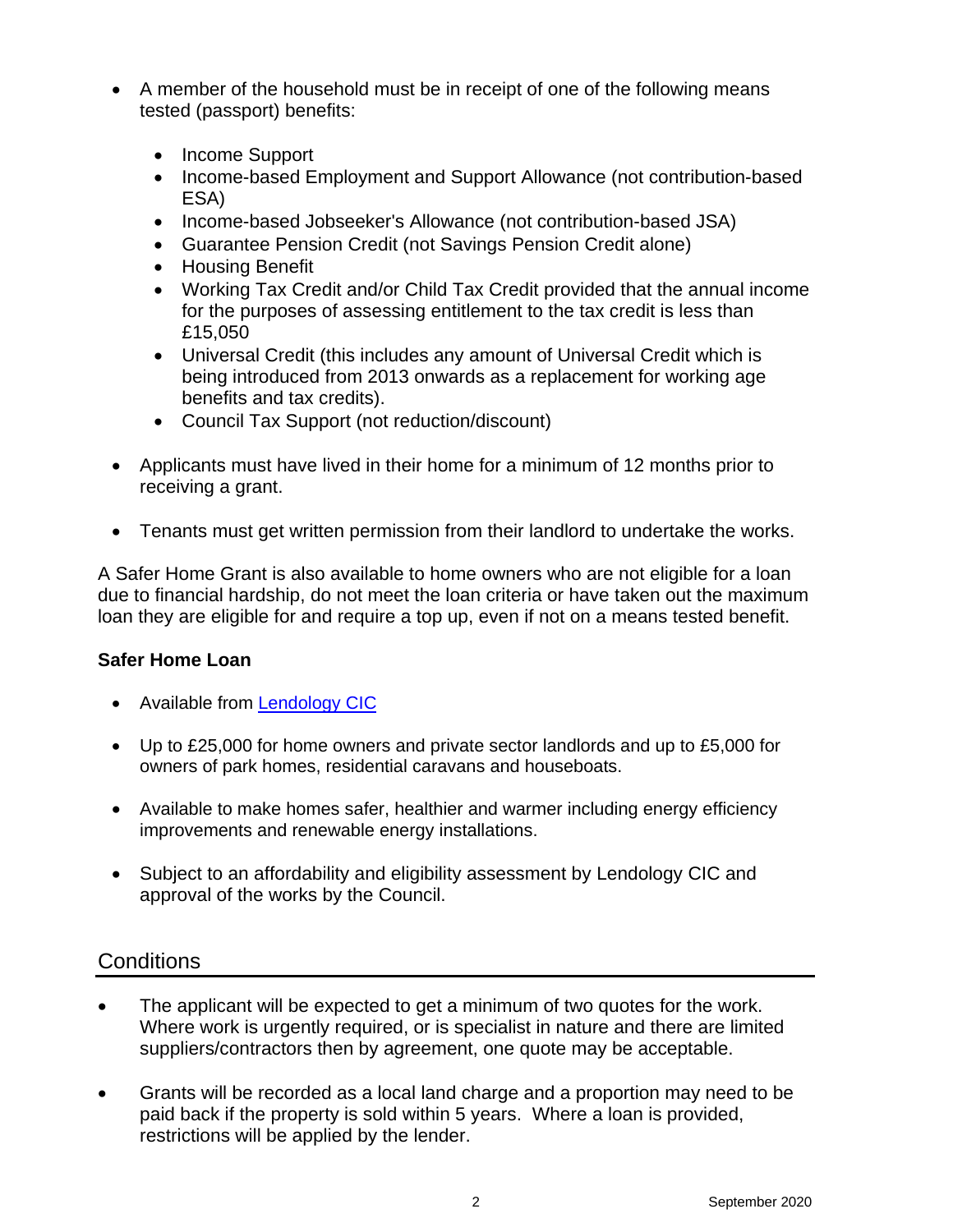- A member of the household must be in receipt of one of the following means tested (passport) benefits:
  - Income Support
  - Income-based Employment and Support Allowance (not contribution-based ESA)
  - Income-based Jobseeker's Allowance (not contribution-based JSA)
  - Guarantee Pension Credit (not Savings Pension Credit alone)
  - Housing Benefit
  - Working Tax Credit and/or Child Tax Credit provided that the annual income for the purposes of assessing entitlement to the tax credit is less than £15,050
  - Universal Credit (this includes any amount of Universal Credit which is being introduced from 2013 onwards as a replacement for working age benefits and tax credits).
  - Council Tax Support (not reduction/discount)

- Applicants must have lived in their home for a minimum of 12 months prior to receiving a grant.

- Tenants must get written permission from their landlord to undertake the works.

A Safer Home Grant is also available to home owners who are not eligible for a loan due to financial hardship, do not meet the loan criteria or have taken out the maximum loan they are eligible for and require a top up, even if not on a means tested benefit.

**Safer Home Loan**

- Available from [Lendology CIC]

- Up to £25,000 for home owners and private sector landlords and up to £5,000 for owners of park homes, residential caravans and houseboats.

- Available to make homes safer, healthier and warmer including energy efficiency improvements and renewable energy installations.

- Subject to an affordability and eligibility assessment by Lendology CIC and approval of the works by the Council.

## Conditions

- The applicant will be expected to get a minimum of two quotes for the work. Where work is urgently required, or is specialist in nature and there are limited suppliers/contractors then by agreement, one quote may be acceptable.

- Grants will be recorded as a local land charge and a proportion may need to be paid back if the property is sold within 5 years. Where a loan is provided, restrictions will be applied by the lender.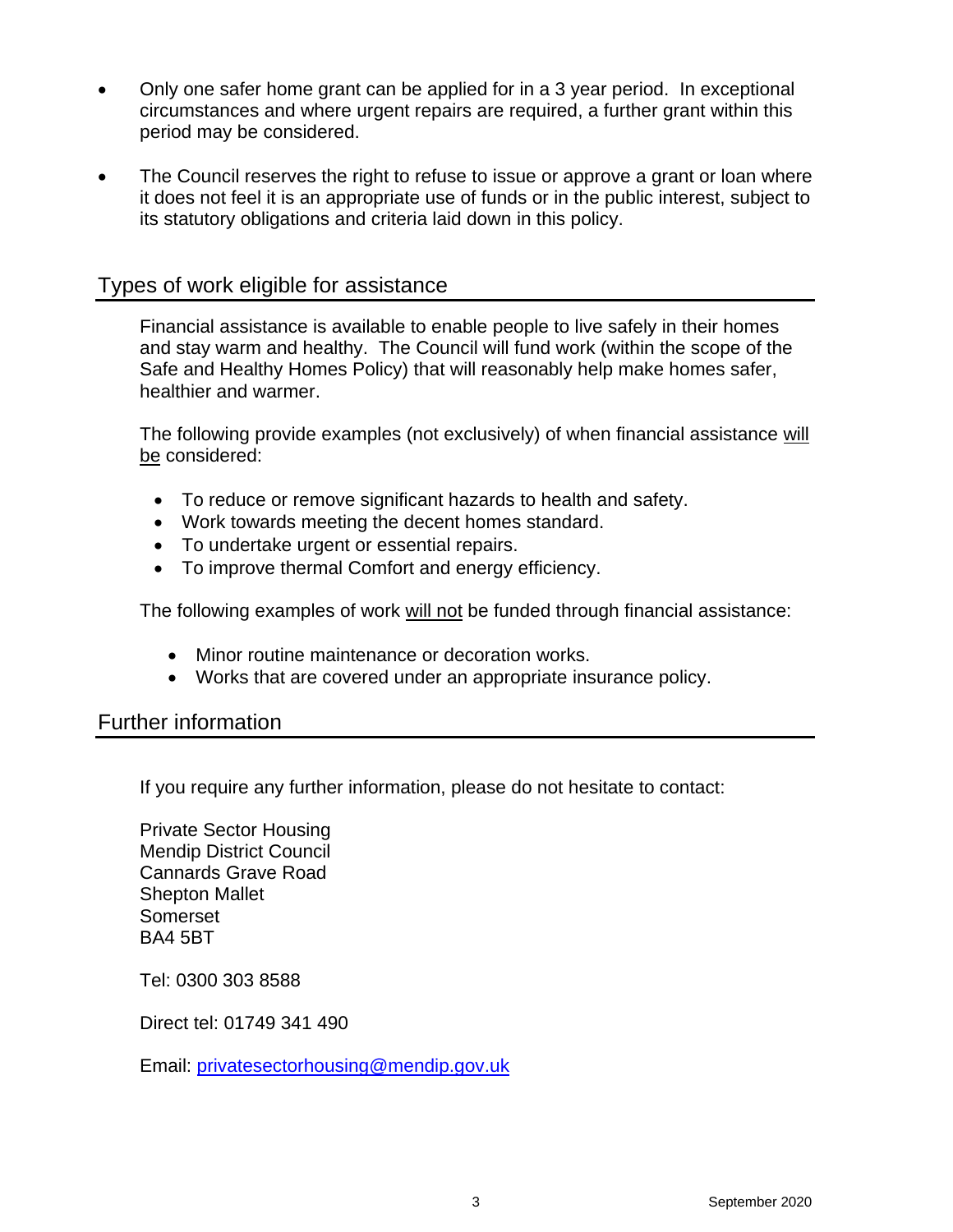- Only one safer home grant can be applied for in a 3 year period. In exceptional circumstances and where urgent repairs are required, a further grant within this period may be considered.

- The Council reserves the right to refuse to issue or approve a grant or loan where it does not feel it is an appropriate use of funds or in the public interest, subject to its statutory obligations and criteria laid down in this policy.

## Types of work eligible for assistance

Financial assistance is available to enable people to live safely in their homes and stay warm and healthy. The Council will fund work (within the scope of the Safe and Healthy Homes Policy) that will reasonably help make homes safer, healthier and warmer.

The following provide examples (not exclusively) of when financial assistance will be considered:

- To reduce or remove significant hazards to health and safety.
- Work towards meeting the decent homes standard.
- To undertake urgent or essential repairs.
- To improve thermal Comfort and energy efficiency.

The following examples of work will not be funded through financial assistance:

- Minor routine maintenance or decoration works.
- Works that are covered under an appropriate insurance policy.

## Further information

If you require any further information, please do not hesitate to contact:

Private Sector Housing
Mendip District Council
Cannards Grave Road
Shepton Mallet
Somerset
BA4 5BT

Tel: 0300 303 8588

Direct tel: 01749 341 490

Email: privatesectorhousing@mendip.gov.uk

September 2020